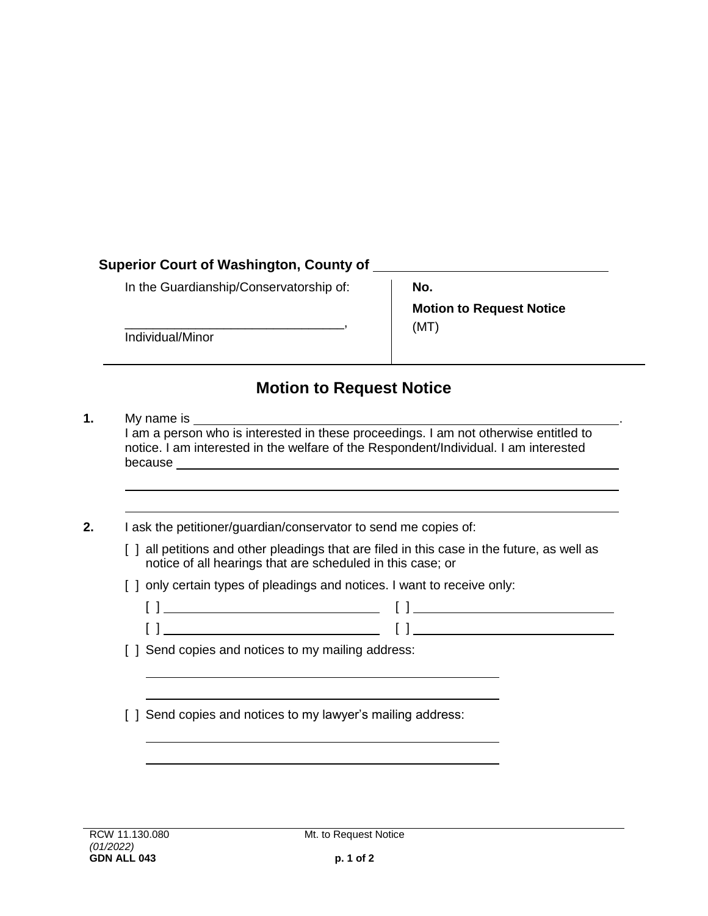**Superior Court of Washington, County of** \_\_\_\_\_\_\_\_\_\_\_\_\_\_\_\_\_\_\_\_\_\_\_\_\_\_\_\_\_\_

| In the Guardianship/Conservatorship of: | **No.** |
|---|---|
| \_\_\_\_\_\_\_\_\_\_\_\_\_\_\_\_\_\_\_\_\_\_\_\_\_\_\_\_\_\_\_, | **Motion to Request Notice** |
| Individual/Minor | (MT) |

# Motion to Request Notice

**1.** My name is \_\_\_\_\_\_\_\_\_\_\_\_\_\_\_\_\_\_\_\_\_\_\_\_\_\_\_\_\_\_\_\_\_\_\_\_\_\_\_\_\_\_\_\_\_\_\_\_\_\_\_\_\_\_\_\_\_\_\_\_.
I am a person who is interested in these proceedings. I am not otherwise entitled to notice. I am interested in the welfare of the Respondent/Individual. I am interested because \_\_\_\_\_\_\_\_\_\_\_\_\_\_\_\_\_\_\_\_\_\_\_\_\_\_\_\_\_\_\_\_\_\_\_\_\_\_\_\_\_\_\_\_\_\_\_\_\_\_\_\_\_\_\_\_\_\_\_\_\_\_
\_\_\_\_\_\_\_\_\_\_\_\_\_\_\_\_\_\_\_\_\_\_\_\_\_\_\_\_\_\_\_\_\_\_\_\_\_\_\_\_\_\_\_\_\_\_\_\_\_\_\_\_\_\_\_\_\_\_\_\_\_\_\_\_\_\_\_\_\_\_\_\_\_\_\_\_
\_\_\_\_\_\_\_\_\_\_\_\_\_\_\_\_\_\_\_\_\_\_\_\_\_\_\_\_\_\_\_\_\_\_\_\_\_\_\_\_\_\_\_\_\_\_\_\_\_\_\_\_\_\_\_\_\_\_\_\_\_\_\_\_\_\_\_\_\_\_\_\_\_\_\_\_

**2.** I ask the petitioner/guardian/conservator to send me copies of:

[ ] all petitions and other pleadings that are filed in this case in the future, as well as notice of all hearings that are scheduled in this case; or

[ ] only certain types of pleadings and notices. I want to receive only:

[ ] \_\_\_\_\_\_\_\_\_\_\_\_\_\_\_\_\_\_\_\_\_\_\_\_\_\_\_\_\_\_ [ ] \_\_\_\_\_\_\_\_\_\_\_\_\_\_\_\_\_\_\_\_\_\_\_\_\_\_\_\_\_\_
[ ] \_\_\_\_\_\_\_\_\_\_\_\_\_\_\_\_\_\_\_\_\_\_\_\_\_\_\_\_\_\_ [ ] \_\_\_\_\_\_\_\_\_\_\_\_\_\_\_\_\_\_\_\_\_\_\_\_\_\_\_\_\_\_

[ ] Send copies and notices to my mailing address:

\_\_\_\_\_\_\_\_\_\_\_\_\_\_\_\_\_\_\_\_\_\_\_\_\_\_\_\_\_\_\_\_\_\_\_\_\_\_\_\_\_\_\_\_\_\_\_\_\_\_\_\_
\_\_\_\_\_\_\_\_\_\_\_\_\_\_\_\_\_\_\_\_\_\_\_\_\_\_\_\_\_\_\_\_\_\_\_\_\_\_\_\_\_\_\_\_\_\_\_\_\_\_\_\_

[ ] Send copies and notices to my lawyer's mailing address:

\_\_\_\_\_\_\_\_\_\_\_\_\_\_\_\_\_\_\_\_\_\_\_\_\_\_\_\_\_\_\_\_\_\_\_\_\_\_\_\_\_\_\_\_\_\_\_\_\_\_\_\_
\_\_\_\_\_\_\_\_\_\_\_\_\_\_\_\_\_\_\_\_\_\_\_\_\_\_\_\_\_\_\_\_\_\_\_\_\_\_\_\_\_\_\_\_\_\_\_\_\_\_\_\_

RCW 11.130.080
*(01/2022)*
**GDN ALL 043**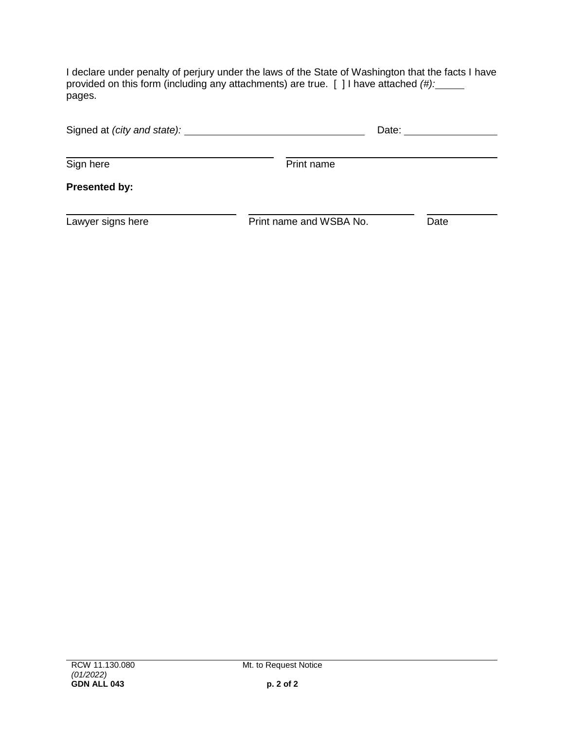I declare under penalty of perjury under the laws of the State of Washington that the facts I have provided on this form (including any attachments) are true. [ ] I have attached *(#):* _____ pages.

Signed at *(city and state):* ______________________________ Date: ________________

______________________________ ______________________________
Sign here Print name

**Presented by:**

______________________________ ______________________________ ____________
Lawyer signs here Print name and WSBA No. Date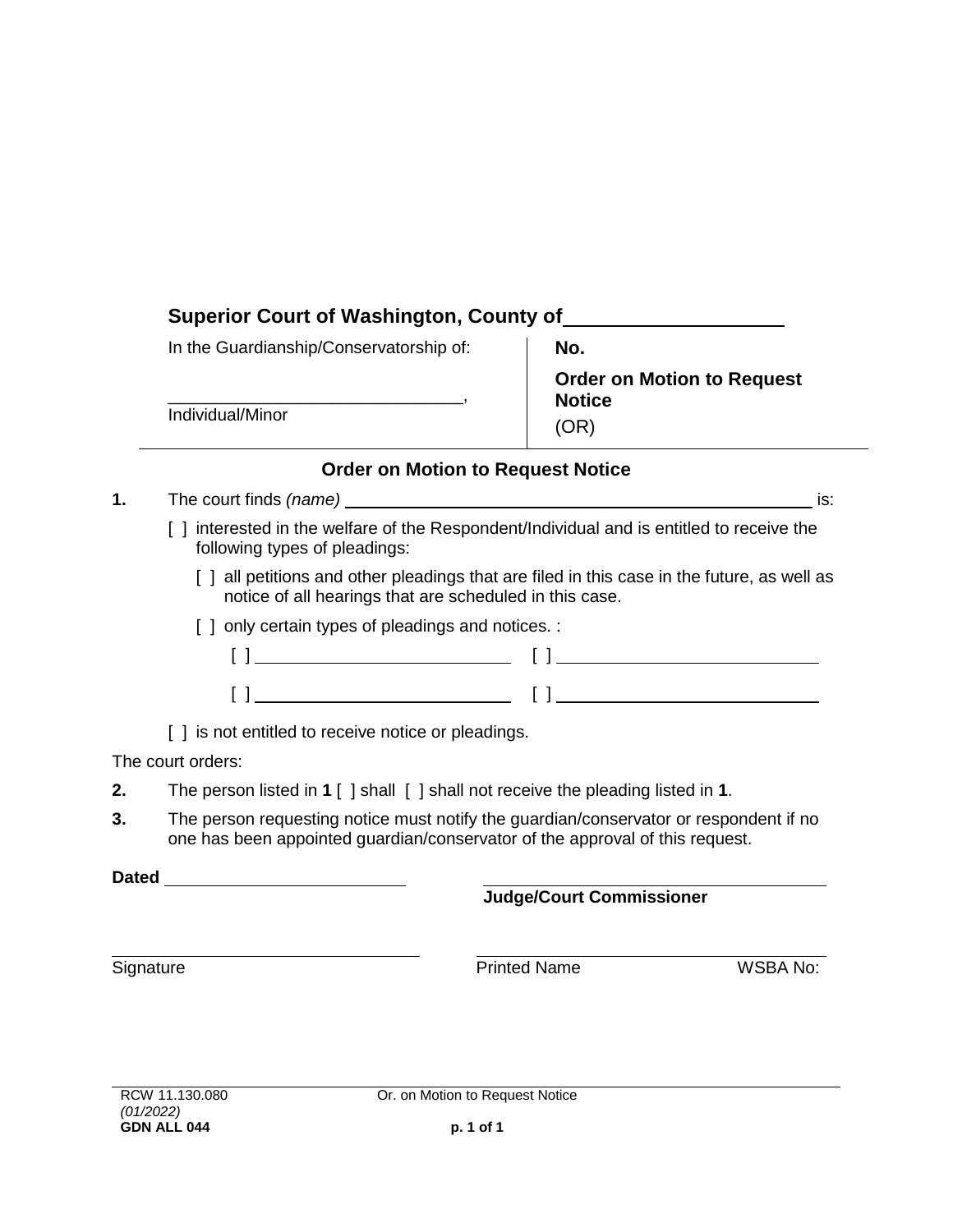**Superior Court of Washington, County of** ____________________

| | |
|---|---|
| In the Guardianship/Conservatorship of:<br><br>______________________________,<br>Individual/Minor | **No.**<br>**Order on Motion to Request Notice**<br>(OR) |

## Order on Motion to Request Notice

**1.** The court finds *(name)* __________________________________________ is:

[ ] interested in the welfare of the Respondent/Individual and is entitled to receive the following types of pleadings:

[ ] all petitions and other pleadings that are filed in this case in the future, as well as notice of all hearings that are scheduled in this case.

[ ] only certain types of pleadings and notices. :

[ ] ________________________ [ ] ________________________

[ ] ________________________ [ ] ________________________

[ ] is not entitled to receive notice or pleadings.

The court orders:

**2.** The person listed in **1** [ ] shall [ ] shall not receive the pleading listed in **1**.

**3.** The person requesting notice must notify the guardian/conservator or respondent if no one has been appointed guardian/conservator of the approval of this request.

**Dated** ________________________ ________________________________
**Judge/Court Commissioner**

________________________________ ________________________________
Signature Printed Name WSBA No:

RCW 11.130.080
*(01/2022)*
**GDN ALL 044**

Or. on Motion to Request Notice